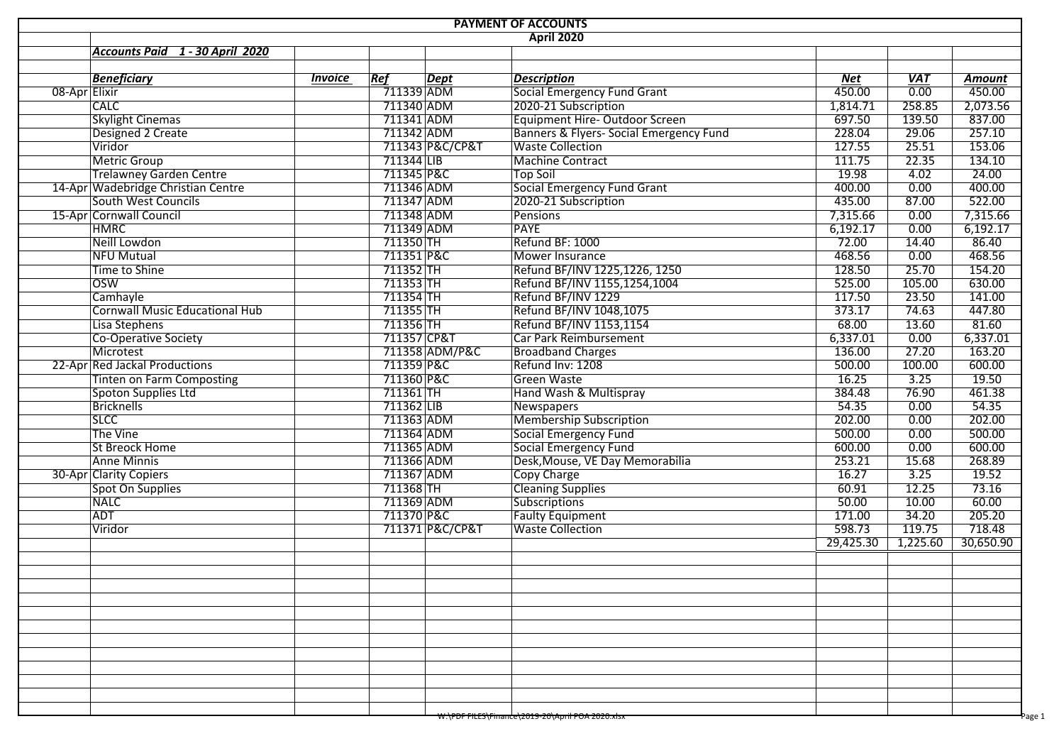# PAYMENT OF ACCOUNTS

## April 2020

***Accounts Paid 1 - 30 April 2020***

| | ***Beneficiary*** | ***Invoice*** | ***Ref*** | ***Dept*** | ***Description*** | ***Net*** | ***VAT*** | ***Amount*** |
|---|---|---|---|---|---|---|---|---|
| 08-Apr | Elixir | | 711339 | ADM | Social Emergency Fund Grant | 450.00 | 0.00 | 450.00 |
| | CALC | | 711340 | ADM | 2020-21 Subscription | 1,814.71 | 258.85 | 2,073.56 |
| | Skylight Cinemas | | 711341 | ADM | Equipment Hire- Outdoor Screen | 697.50 | 139.50 | 837.00 |
| | Designed 2 Create | | 711342 | ADM | Banners & Flyers- Social Emergency Fund | 228.04 | 29.06 | 257.10 |
| | Viridor | | 711343 | P&C/CP&T | Waste Collection | 127.55 | 25.51 | 153.06 |
| | Metric Group | | 711344 | LIB | Machine Contract | 111.75 | 22.35 | 134.10 |
| | Trelawney Garden Centre | | 711345 | P&C | Top Soil | 19.98 | 4.02 | 24.00 |
| 14-Apr | Wadebridge Christian Centre | | 711346 | ADM | Social Emergency Fund Grant | 400.00 | 0.00 | 400.00 |
| | South West Councils | | 711347 | ADM | 2020-21 Subscription | 435.00 | 87.00 | 522.00 |
| 15-Apr | Cornwall Council | | 711348 | ADM | Pensions | 7,315.66 | 0.00 | 7,315.66 |
| | HMRC | | 711349 | ADM | PAYE | 6,192.17 | 0.00 | 6,192.17 |
| | Neill Lowdon | | 711350 | TH | Refund BF: 1000 | 72.00 | 14.40 | 86.40 |
| | NFU Mutual | | 711351 | P&C | Mower Insurance | 468.56 | 0.00 | 468.56 |
| | Time to Shine | | 711352 | TH | Refund BF/INV 1225,1226, 1250 | 128.50 | 25.70 | 154.20 |
| | OSW | | 711353 | TH | Refund BF/INV 1155,1254,1004 | 525.00 | 105.00 | 630.00 |
| | Camhayle | | 711354 | TH | Refund BF/INV 1229 | 117.50 | 23.50 | 141.00 |
| | Cornwall Music Educational Hub | | 711355 | TH | Refund BF/INV 1048,1075 | 373.17 | 74.63 | 447.80 |
| | Lisa Stephens | | 711356 | TH | Refund BF/INV 1153,1154 | 68.00 | 13.60 | 81.60 |
| | Co-Operative Society | | 711357 | CP&T | Car Park Reimbursement | 6,337.01 | 0.00 | 6,337.01 |
| | Microtest | | 711358 | ADM/P&C | Broadband Charges | 136.00 | 27.20 | 163.20 |
| 22-Apr | Red Jackal Productions | | 711359 | P&C | Refund Inv: 1208 | 500.00 | 100.00 | 600.00 |
| | Tinten on Farm Composting | | 711360 | P&C | Green Waste | 16.25 | 3.25 | 19.50 |
| | Spoton Supplies Ltd | | 711361 | TH | Hand Wash & Multispray | 384.48 | 76.90 | 461.38 |
| | Bricknells | | 711362 | LIB | Newspapers | 54.35 | 0.00 | 54.35 |
| | SLCC | | 711363 | ADM | Membership Subscription | 202.00 | 0.00 | 202.00 |
| | The Vine | | 711364 | ADM | Social Emergency Fund | 500.00 | 0.00 | 500.00 |
| | St Breock Home | | 711365 | ADM | Social Emergency Fund | 600.00 | 0.00 | 600.00 |
| | Anne Minnis | | 711366 | ADM | Desk,Mouse, VE Day Memorabilia | 253.21 | 15.68 | 268.89 |
| 30-Apr | Clarity Copiers | | 711367 | ADM | Copy Charge | 16.27 | 3.25 | 19.52 |
| | Spot On Supplies | | 711368 | TH | Cleaning Supplies | 60.91 | 12.25 | 73.16 |
| | NALC | | 711369 | ADM | Subscriptions | 50.00 | 10.00 | 60.00 |
| | ADT | | 711370 | P&C | Faulty Equipment | 171.00 | 34.20 | 205.20 |
| | Viridor | | 711371 | P&C/CP&T | Waste Collection | 598.73 | 119.75 | 718.48 |
| | | | | | | 29,425.30 | 1,225.60 | 30,650.90 |

W:\PDF FILES\Finance\2019-20\April POA 2020.xlsx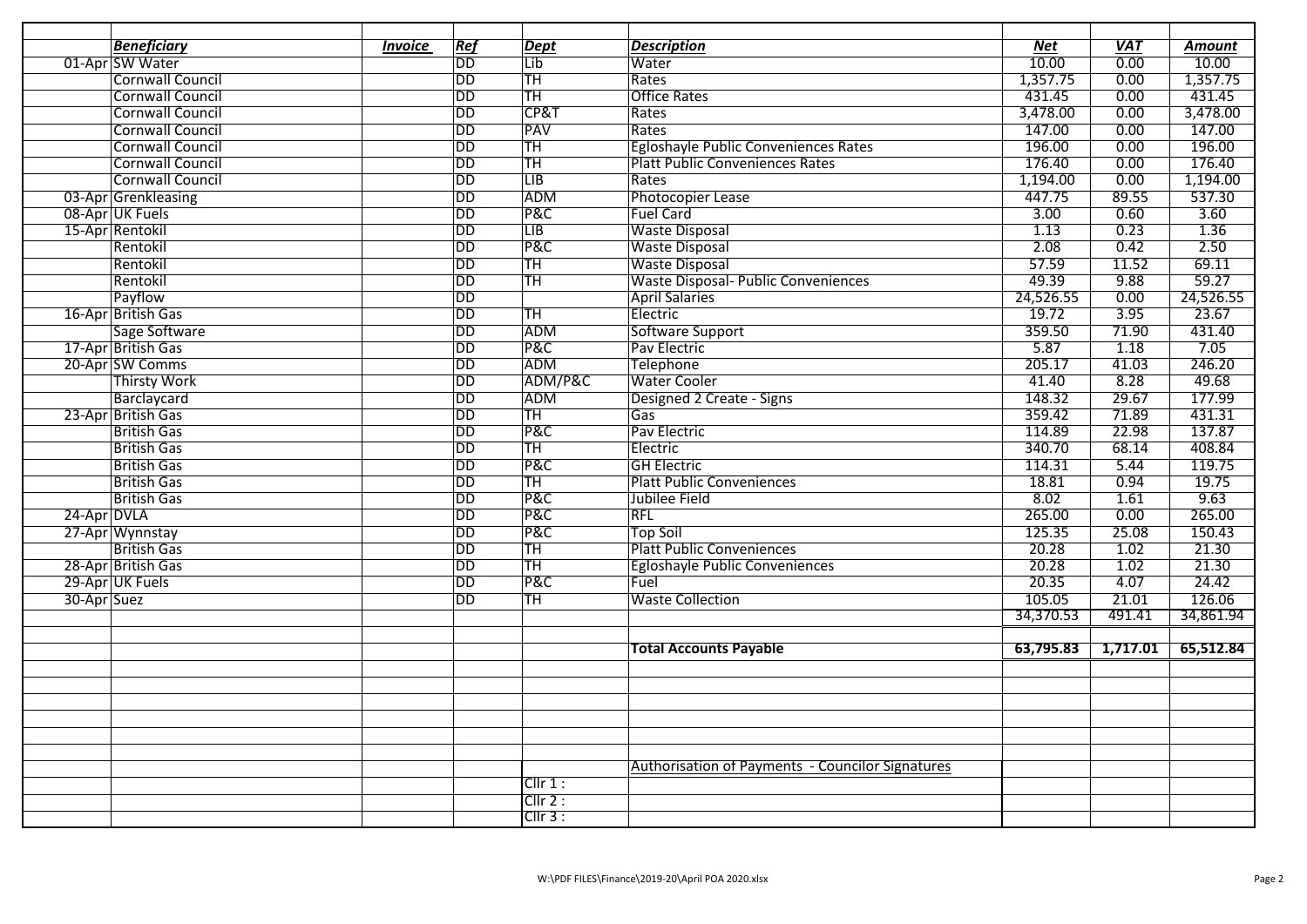| | Beneficiary | Invoice | Ref | Dept | Description | Net | VAT | Amount |
|---|---|---|---|---|---|---|---|---|
| 01-Apr | SW Water | | DD | Lib | Water | 10.00 | 0.00 | 10.00 |
| | Cornwall Council | | DD | TH | Rates | 1,357.75 | 0.00 | 1,357.75 |
| | Cornwall Council | | DD | TH | Office Rates | 431.45 | 0.00 | 431.45 |
| | Cornwall Council | | DD | CP&T | Rates | 3,478.00 | 0.00 | 3,478.00 |
| | Cornwall Council | | DD | PAV | Rates | 147.00 | 0.00 | 147.00 |
| | Cornwall Council | | DD | TH | Egloshayle Public Conveniences Rates | 196.00 | 0.00 | 196.00 |
| | Cornwall Council | | DD | TH | Platt Public Conveniences Rates | 176.40 | 0.00 | 176.40 |
| | Cornwall Council | | DD | LIB | Rates | 1,194.00 | 0.00 | 1,194.00 |
| 03-Apr | Grenkleasing | | DD | ADM | Photocopier Lease | 447.75 | 89.55 | 537.30 |
| 08-Apr | UK Fuels | | DD | P&C | Fuel Card | 3.00 | 0.60 | 3.60 |
| 15-Apr | Rentokil | | DD | LIB | Waste Disposal | 1.13 | 0.23 | 1.36 |
| | Rentokil | | DD | P&C | Waste Disposal | 2.08 | 0.42 | 2.50 |
| | Rentokil | | DD | TH | Waste Disposal | 57.59 | 11.52 | 69.11 |
| | Rentokil | | DD | TH | Waste Disposal- Public Conveniences | 49.39 | 9.88 | 59.27 |
| | Payflow | | DD | | April Salaries | 24,526.55 | 0.00 | 24,526.55 |
| 16-Apr | British Gas | | DD | TH | Electric | 19.72 | 3.95 | 23.67 |
| | Sage Software | | DD | ADM | Software Support | 359.50 | 71.90 | 431.40 |
| 17-Apr | British Gas | | DD | P&C | Pav Electric | 5.87 | 1.18 | 7.05 |
| 20-Apr | SW Comms | | DD | ADM | Telephone | 205.17 | 41.03 | 246.20 |
| | Thirsty Work | | DD | ADM/P&C | Water Cooler | 41.40 | 8.28 | 49.68 |
| | Barclaycard | | DD | ADM | Designed 2 Create - Signs | 148.32 | 29.67 | 177.99 |
| 23-Apr | British Gas | | DD | TH | Gas | 359.42 | 71.89 | 431.31 |
| | British Gas | | DD | P&C | Pav Electric | 114.89 | 22.98 | 137.87 |
| | British Gas | | DD | TH | Electric | 340.70 | 68.14 | 408.84 |
| | British Gas | | DD | P&C | GH Electric | 114.31 | 5.44 | 119.75 |
| | British Gas | | DD | TH | Platt Public Conveniences | 18.81 | 0.94 | 19.75 |
| | British Gas | | DD | P&C | Jubilee Field | 8.02 | 1.61 | 9.63 |
| 24-Apr | DVLA | | DD | P&C | RFL | 265.00 | 0.00 | 265.00 |
| 27-Apr | Wynnstay | | DD | P&C | Top Soil | 125.35 | 25.08 | 150.43 |
| | British Gas | | DD | TH | Platt Public Conveniences | 20.28 | 1.02 | 21.30 |
| 28-Apr | British Gas | | DD | TH | Egloshayle Public Conveniences | 20.28 | 1.02 | 21.30 |
| 29-Apr | UK Fuels | | DD | P&C | Fuel | 20.35 | 4.07 | 24.42 |
| 30-Apr | Suez | | DD | TH | Waste Collection | 105.05 | 21.01 | 126.06 |
| | | | | | | 34,370.53 | 491.41 | 34,861.94 |
| | | | | | **Total Accounts Payable** | **63,795.83** | **1,717.01** | **65,512.84** |

Authorisation of Payments - Councilor Signatures

Cllr 1 :

Cllr 2 :

Cllr 3 :